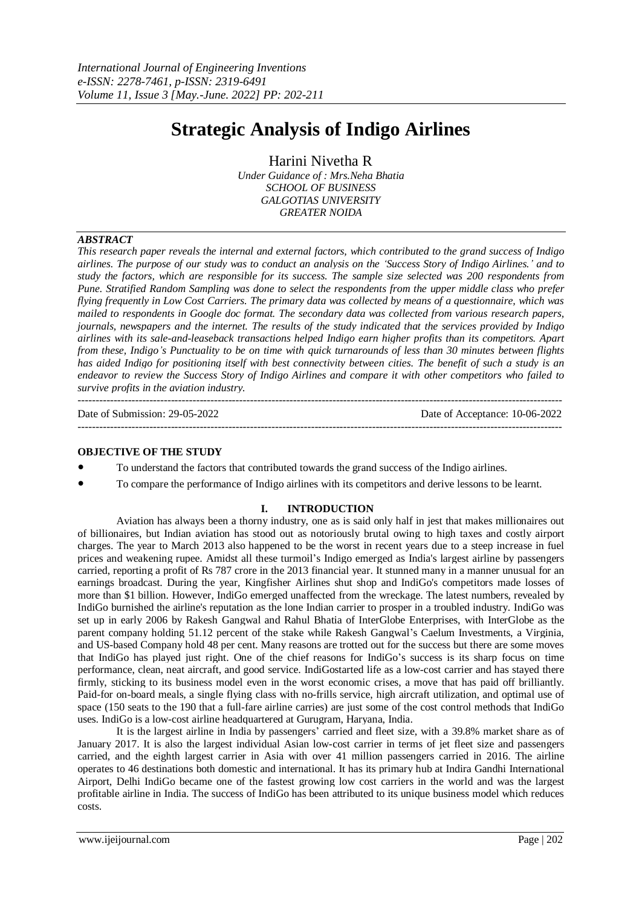# Strategic Analysis of Indigo Airlines

Harini Nivetha R

*Under Guidance of : Mrs.Neha Bhatia*
*SCHOOL OF BUSINESS*
*GALGOTIAS UNIVERSITY*
*GREATER NOIDA*

***ABSTRACT***

*This research paper reveals the internal and external factors, which contributed to the grand success of Indigo airlines. The purpose of our study was to conduct an analysis on the 'Success Story of Indigo Airlines.' and to study the factors, which are responsible for its success. The sample size selected was 200 respondents from Pune. Stratified Random Sampling was done to select the respondents from the upper middle class who prefer flying frequently in Low Cost Carriers. The primary data was collected by means of a questionnaire, which was mailed to respondents in Google doc format. The secondary data was collected from various research papers, journals, newspapers and the internet. The results of the study indicated that the services provided by Indigo airlines with its sale-and-leaseback transactions helped Indigo earn higher profits than its competitors. Apart from these, Indigo's Punctuality to be on time with quick turnarounds of less than 30 minutes between flights has aided Indigo for positioning itself with best connectivity between cities. The benefit of such a study is an endeavor to review the Success Story of Indigo Airlines and compare it with other competitors who failed to survive profits in the aviation industry.*

---

Date of Submission: 29-05-2022 Date of Acceptance: 10-06-2022

---

**OBJECTIVE OF THE STUDY**

- To understand the factors that contributed towards the grand success of the Indigo airlines.
- To compare the performance of Indigo airlines with its competitors and derive lessons to be learnt.

## I. INTRODUCTION

Aviation has always been a thorny industry, one as is said only half in jest that makes millionaires out of billionaires, but Indian aviation has stood out as notoriously brutal owing to high taxes and costly airport charges. The year to March 2013 also happened to be the worst in recent years due to a steep increase in fuel prices and weakening rupee. Amidst all these turmoil's Indigo emerged as India's largest airline by passengers carried, reporting a profit of Rs 787 crore in the 2013 financial year. It stunned many in a manner unusual for an earnings broadcast. During the year, Kingfisher Airlines shut shop and IndiGo's competitors made losses of more than $1 billion. However, IndiGo emerged unaffected from the wreckage. The latest numbers, revealed by IndiGo burnished the airline's reputation as the lone Indian carrier to prosper in a troubled industry. IndiGo was set up in early 2006 by Rakesh Gangwal and Rahul Bhatia of InterGlobe Enterprises, with InterGlobe as the parent company holding 51.12 percent of the stake while Rakesh Gangwal's Caelum Investments, a Virginia, and US-based Company hold 48 per cent. Many reasons are trotted out for the success but there are some moves that IndiGo has played just right. One of the chief reasons for IndiGo's success is its sharp focus on time performance, clean, neat aircraft, and good service. IndiGostarted life as a low-cost carrier and has stayed there firmly, sticking to its business model even in the worst economic crises, a move that has paid off brilliantly. Paid-for on-board meals, a single flying class with no-frills service, high aircraft utilization, and optimal use of space (150 seats to the 190 that a full-fare airline carries) are just some of the cost control methods that IndiGo uses. IndiGo is a low-cost airline headquartered at Gurugram, Haryana, India.

It is the largest airline in India by passengers' carried and fleet size, with a 39.8% market share as of January 2017. It is also the largest individual Asian low-cost carrier in terms of jet fleet size and passengers carried, and the eighth largest carrier in Asia with over 41 million passengers carried in 2016. The airline operates to 46 destinations both domestic and international. It has its primary hub at Indira Gandhi International Airport, Delhi IndiGo became one of the fastest growing low cost carriers in the world and was the largest profitable airline in India. The success of IndiGo has been attributed to its unique business model which reduces costs.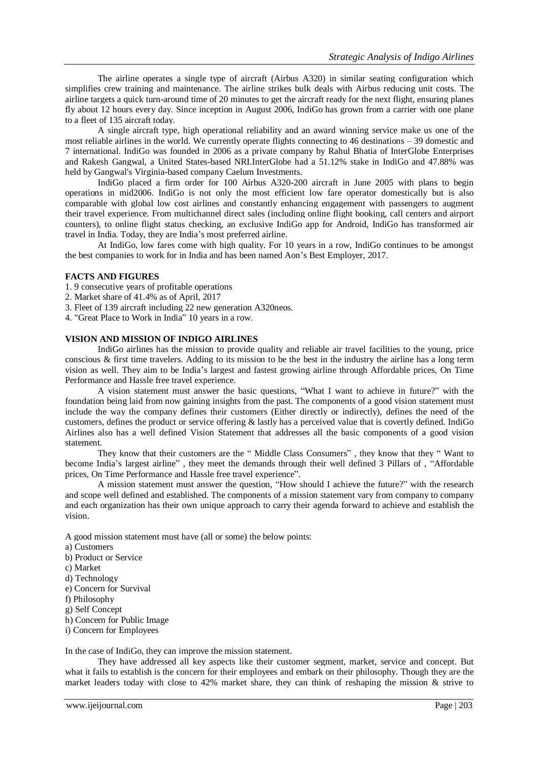The airline operates a single type of aircraft (Airbus A320) in similar seating configuration which simplifies crew training and maintenance. The airline strikes bulk deals with Airbus reducing unit costs. The airline targets a quick turn-around time of 20 minutes to get the aircraft ready for the next flight, ensuring planes fly about 12 hours every day. Since inception in August 2006, IndiGo has grown from a carrier with one plane to a fleet of 135 aircraft today.

A single aircraft type, high operational reliability and an award winning service make us one of the most reliable airlines in the world. We currently operate flights connecting to 46 destinations – 39 domestic and 7 international. IndiGo was founded in 2006 as a private company by Rahul Bhatia of InterGlobe Enterprises and Rakesh Gangwal, a United States-based NRI.InterGlobe had a 51.12% stake in IndiGo and 47.88% was held by Gangwal's Virginia-based company Caelum Investments.

IndiGo placed a firm order for 100 Airbus A320-200 aircraft in June 2005 with plans to begin operations in mid2006. IndiGo is not only the most efficient low fare operator domestically but is also comparable with global low cost airlines and constantly enhancing engagement with passengers to augment their travel experience. From multichannel direct sales (including online flight booking, call centers and airport counters), to online flight status checking, an exclusive IndiGo app for Android, IndiGo has transformed air travel in India. Today, they are India's most preferred airline.

At IndiGo, low fares come with high quality. For 10 years in a row, IndiGo continues to be amongst the best companies to work for in India and has been named Aon's Best Employer, 2017.

## FACTS AND FIGURES

1. 9 consecutive years of profitable operations
2. Market share of 41.4% as of April, 2017
3. Fleet of 139 aircraft including 22 new generation A320neos.
4. "Great Place to Work in India" 10 years in a row.

## VISION AND MISSION OF INDIGO AIRLINES

IndiGo airlines has the mission to provide quality and reliable air travel facilities to the young, price conscious & first time travelers. Adding to its mission to be the best in the industry the airline has a long term vision as well. They aim to be India's largest and fastest growing airline through Affordable prices, On Time Performance and Hassle free travel experience.

A vision statement must answer the basic questions, "What I want to achieve in future?" with the foundation being laid from now gaining insights from the past. The components of a good vision statement must include the way the company defines their customers (Either directly or indirectly), defines the need of the customers, defines the product or service offering & lastly has a perceived value that is covertly defined. IndiGo Airlines also has a well defined Vision Statement that addresses all the basic components of a good vision statement.

They know that their customers are the " Middle Class Consumers" , they know that they " Want to become India's largest airline" , they meet the demands through their well defined 3 Pillars of , "Affordable prices, On Time Performance and Hassle free travel experience".

A mission statement must answer the question, "How should I achieve the future?" with the research and scope well defined and established. The components of a mission statement vary from company to company and each organization has their own unique approach to carry their agenda forward to achieve and establish the vision.

A good mission statement must have (all or some) the below points:

a) Customers
b) Product or Service
c) Market
d) Technology
e) Concern for Survival
f) Philosophy
g) Self Concept
h) Concern for Public Image
i) Concern for Employees

In the case of IndiGo, they can improve the mission statement.

They have addressed all key aspects like their customer segment, market, service and concept. But what it fails to establish is the concern for their employees and embark on their philosophy. Though they are the market leaders today with close to 42% market share, they can think of reshaping the mission & strive to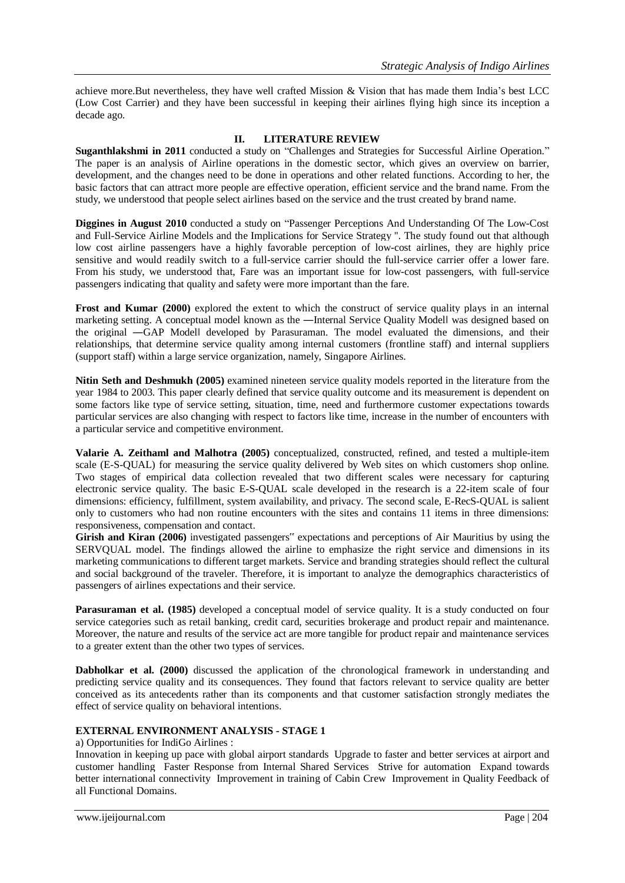achieve more.But nevertheless, they have well crafted Mission & Vision that has made them India's best LCC (Low Cost Carrier) and they have been successful in keeping their airlines flying high since its inception a decade ago.

## II. LITERATURE REVIEW

**Suganthlakshmi in 2011** conducted a study on "Challenges and Strategies for Successful Airline Operation." The paper is an analysis of Airline operations in the domestic sector, which gives an overview on barrier, development, and the changes need to be done in operations and other related functions. According to her, the basic factors that can attract more people are effective operation, efficient service and the brand name. From the study, we understood that people select airlines based on the service and the trust created by brand name.

**Diggines in August 2010** conducted a study on "Passenger Perceptions And Understanding Of The Low-Cost and Full-Service Airline Models and the Implications for Service Strategy ". The study found out that although low cost airline passengers have a highly favorable perception of low-cost airlines, they are highly price sensitive and would readily switch to a full-service carrier should the full-service carrier offer a lower fare. From his study, we understood that, Fare was an important issue for low-cost passengers, with full-service passengers indicating that quality and safety were more important than the fare.

**Frost and Kumar (2000)** explored the extent to which the construct of service quality plays in an internal marketing setting. A conceptual model known as the ―Internal Service Quality Model‖ was designed based on the original ―GAP Model‖ developed by Parasuraman. The model evaluated the dimensions, and their relationships, that determine service quality among internal customers (frontline staff) and internal suppliers (support staff) within a large service organization, namely, Singapore Airlines.

**Nitin Seth and Deshmukh (2005)** examined nineteen service quality models reported in the literature from the year 1984 to 2003. This paper clearly defined that service quality outcome and its measurement is dependent on some factors like type of service setting, situation, time, need and furthermore customer expectations towards particular services are also changing with respect to factors like time, increase in the number of encounters with a particular service and competitive environment.

**Valarie A. Zeithaml and Malhotra (2005)** conceptualized, constructed, refined, and tested a multiple-item scale (E-S-QUAL) for measuring the service quality delivered by Web sites on which customers shop online. Two stages of empirical data collection revealed that two different scales were necessary for capturing electronic service quality. The basic E-S-QUAL scale developed in the research is a 22-item scale of four dimensions: efficiency, fulfillment, system availability, and privacy. The second scale, E-RecS-QUAL is salient only to customers who had non routine encounters with the sites and contains 11 items in three dimensions: responsiveness, compensation and contact.

**Girish and Kiran (2006)** investigated passengers" expectations and perceptions of Air Mauritius by using the SERVQUAL model. The findings allowed the airline to emphasize the right service and dimensions in its marketing communications to different target markets. Service and branding strategies should reflect the cultural and social background of the traveler. Therefore, it is important to analyze the demographics characteristics of passengers of airlines expectations and their service.

**Parasuraman et al. (1985)** developed a conceptual model of service quality. It is a study conducted on four service categories such as retail banking, credit card, securities brokerage and product repair and maintenance. Moreover, the nature and results of the service act are more tangible for product repair and maintenance services to a greater extent than the other two types of services.

**Dabholkar et al. (2000)** discussed the application of the chronological framework in understanding and predicting service quality and its consequences. They found that factors relevant to service quality are better conceived as its antecedents rather than its components and that customer satisfaction strongly mediates the effect of service quality on behavioral intentions.

### EXTERNAL ENVIRONMENT ANALYSIS - STAGE 1

a) Opportunities for IndiGo Airlines :

Innovation in keeping up pace with global airport standards Upgrade to faster and better services at airport and customer handling Faster Response from Internal Shared Services Strive for automation Expand towards better international connectivity Improvement in training of Cabin Crew Improvement in Quality Feedback of all Functional Domains.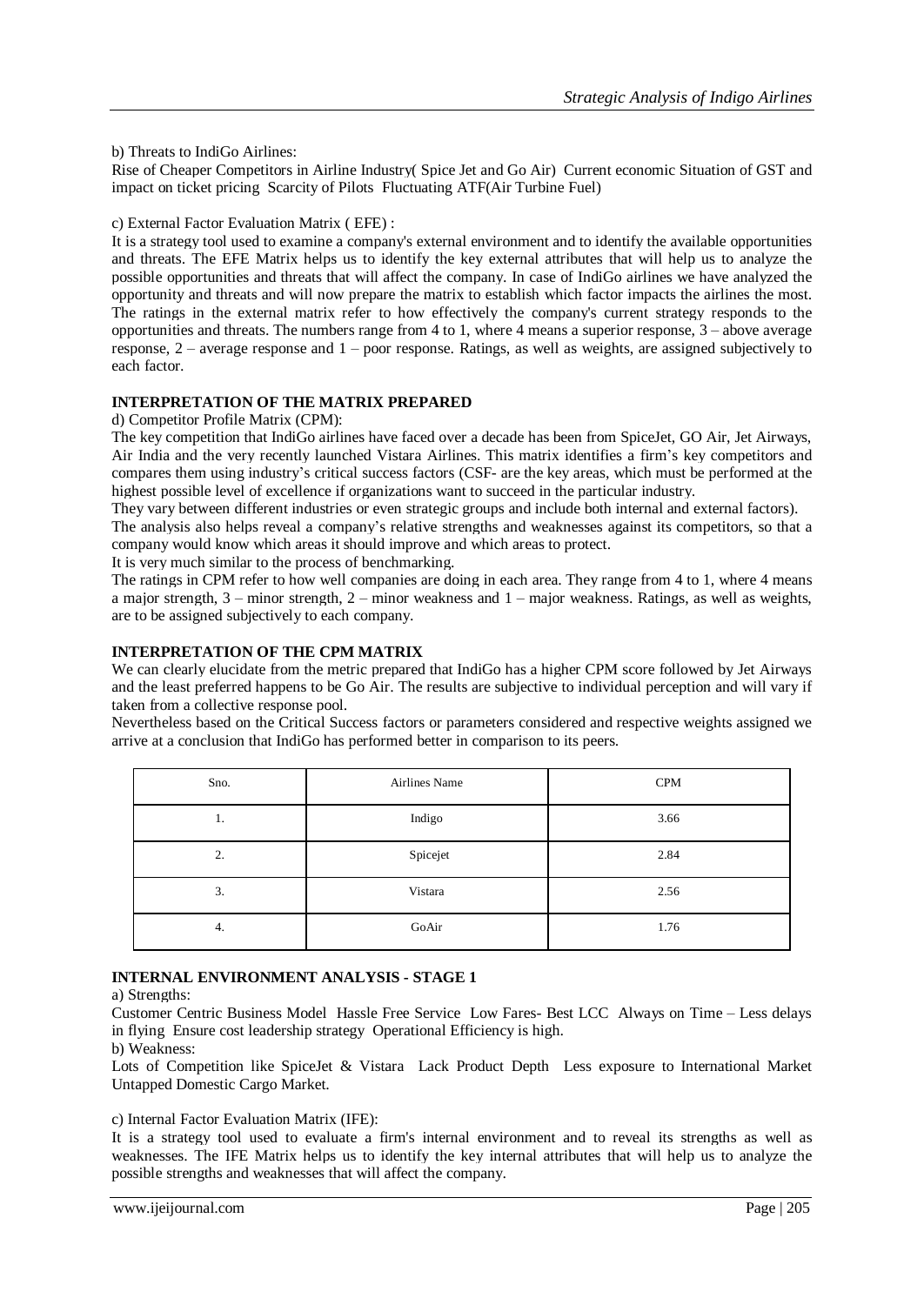b) Threats to IndiGo Airlines:

Rise of Cheaper Competitors in Airline Industry( Spice Jet and Go Air) Current economic Situation of GST and impact on ticket pricing Scarcity of Pilots Fluctuating ATF(Air Turbine Fuel)

c) External Factor Evaluation Matrix ( EFE) :

It is a strategy tool used to examine a company's external environment and to identify the available opportunities and threats. The EFE Matrix helps us to identify the key external attributes that will help us to analyze the possible opportunities and threats that will affect the company. In case of IndiGo airlines we have analyzed the opportunity and threats and will now prepare the matrix to establish which factor impacts the airlines the most. The ratings in the external matrix refer to how effectively the company's current strategy responds to the opportunities and threats. The numbers range from 4 to 1, where 4 means a superior response, 3 – above average response, 2 – average response and 1 – poor response. Ratings, as well as weights, are assigned subjectively to each factor.

**INTERPRETATION OF THE MATRIX PREPARED**

d) Competitor Profile Matrix (CPM):

The key competition that IndiGo airlines have faced over a decade has been from SpiceJet, GO Air, Jet Airways, Air India and the very recently launched Vistara Airlines. This matrix identifies a firm's key competitors and compares them using industry's critical success factors (CSF- are the key areas, which must be performed at the highest possible level of excellence if organizations want to succeed in the particular industry.

They vary between different industries or even strategic groups and include both internal and external factors).

The analysis also helps reveal a company's relative strengths and weaknesses against its competitors, so that a company would know which areas it should improve and which areas to protect.

It is very much similar to the process of benchmarking.

The ratings in CPM refer to how well companies are doing in each area. They range from 4 to 1, where 4 means a major strength, 3 – minor strength, 2 – minor weakness and 1 – major weakness. Ratings, as well as weights, are to be assigned subjectively to each company.

**INTERPRETATION OF THE CPM MATRIX**

We can clearly elucidate from the metric prepared that IndiGo has a higher CPM score followed by Jet Airways and the least preferred happens to be Go Air. The results are subjective to individual perception and will vary if taken from a collective response pool.

Nevertheless based on the Critical Success factors or parameters considered and respective weights assigned we arrive at a conclusion that IndiGo has performed better in comparison to its peers.

| Sno. | Airlines Name | CPM |
|---|---|---|
| 1. | Indigo | 3.66 |
| 2. | Spicejet | 2.84 |
| 3. | Vistara | 2.56 |
| 4. | GoAir | 1.76 |

**INTERNAL ENVIRONMENT ANALYSIS - STAGE 1**

a) Strengths:

Customer Centric Business Model Hassle Free Service Low Fares- Best LCC Always on Time – Less delays in flying Ensure cost leadership strategy Operational Efficiency is high.

b) Weakness:

Lots of Competition like SpiceJet & Vistara Lack Product Depth Less exposure to International Market Untapped Domestic Cargo Market.

c) Internal Factor Evaluation Matrix (IFE):

It is a strategy tool used to evaluate a firm's internal environment and to reveal its strengths as well as weaknesses. The IFE Matrix helps us to identify the key internal attributes that will help us to analyze the possible strengths and weaknesses that will affect the company.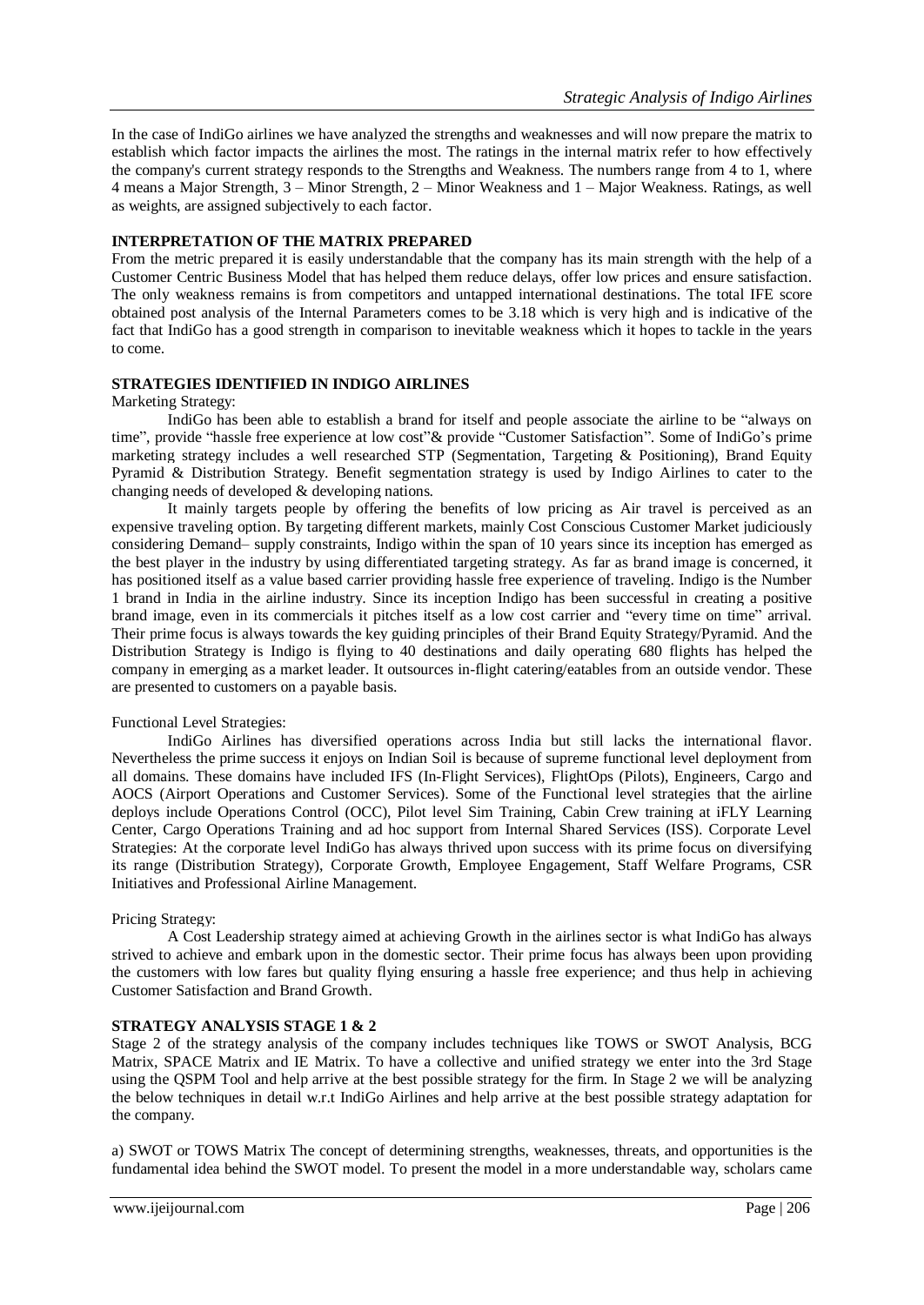In the case of IndiGo airlines we have analyzed the strengths and weaknesses and will now prepare the matrix to establish which factor impacts the airlines the most. The ratings in the internal matrix refer to how effectively the company's current strategy responds to the Strengths and Weakness. The numbers range from 4 to 1, where 4 means a Major Strength, 3 – Minor Strength, 2 – Minor Weakness and 1 – Major Weakness. Ratings, as well as weights, are assigned subjectively to each factor.

**INTERPRETATION OF THE MATRIX PREPARED**

From the metric prepared it is easily understandable that the company has its main strength with the help of a Customer Centric Business Model that has helped them reduce delays, offer low prices and ensure satisfaction. The only weakness remains is from competitors and untapped international destinations. The total IFE score obtained post analysis of the Internal Parameters comes to be 3.18 which is very high and is indicative of the fact that IndiGo has a good strength in comparison to inevitable weakness which it hopes to tackle in the years to come.

**STRATEGIES IDENTIFIED IN INDIGO AIRLINES**

Marketing Strategy:

IndiGo has been able to establish a brand for itself and people associate the airline to be "always on time", provide "hassle free experience at low cost"& provide "Customer Satisfaction". Some of IndiGo's prime marketing strategy includes a well researched STP (Segmentation, Targeting & Positioning), Brand Equity Pyramid & Distribution Strategy. Benefit segmentation strategy is used by Indigo Airlines to cater to the changing needs of developed & developing nations.

It mainly targets people by offering the benefits of low pricing as Air travel is perceived as an expensive traveling option. By targeting different markets, mainly Cost Conscious Customer Market judiciously considering Demand– supply constraints, Indigo within the span of 10 years since its inception has emerged as the best player in the industry by using differentiated targeting strategy. As far as brand image is concerned, it has positioned itself as a value based carrier providing hassle free experience of traveling. Indigo is the Number 1 brand in India in the airline industry. Since its inception Indigo has been successful in creating a positive brand image, even in its commercials it pitches itself as a low cost carrier and "every time on time" arrival. Their prime focus is always towards the key guiding principles of their Brand Equity Strategy/Pyramid. And the Distribution Strategy is Indigo is flying to 40 destinations and daily operating 680 flights has helped the company in emerging as a market leader. It outsources in-flight catering/eatables from an outside vendor. These are presented to customers on a payable basis.

Functional Level Strategies:

IndiGo Airlines has diversified operations across India but still lacks the international flavor. Nevertheless the prime success it enjoys on Indian Soil is because of supreme functional level deployment from all domains. These domains have included IFS (In-Flight Services), FlightOps (Pilots), Engineers, Cargo and AOCS (Airport Operations and Customer Services). Some of the Functional level strategies that the airline deploys include Operations Control (OCC), Pilot level Sim Training, Cabin Crew training at iFLY Learning Center, Cargo Operations Training and ad hoc support from Internal Shared Services (ISS). Corporate Level Strategies: At the corporate level IndiGo has always thrived upon success with its prime focus on diversifying its range (Distribution Strategy), Corporate Growth, Employee Engagement, Staff Welfare Programs, CSR Initiatives and Professional Airline Management.

Pricing Strategy:

A Cost Leadership strategy aimed at achieving Growth in the airlines sector is what IndiGo has always strived to achieve and embark upon in the domestic sector. Their prime focus has always been upon providing the customers with low fares but quality flying ensuring a hassle free experience; and thus help in achieving Customer Satisfaction and Brand Growth.

**STRATEGY ANALYSIS STAGE 1 & 2**

Stage 2 of the strategy analysis of the company includes techniques like TOWS or SWOT Analysis, BCG Matrix, SPACE Matrix and IE Matrix. To have a collective and unified strategy we enter into the 3rd Stage using the QSPM Tool and help arrive at the best possible strategy for the firm. In Stage 2 we will be analyzing the below techniques in detail w.r.t IndiGo Airlines and help arrive at the best possible strategy adaptation for the company.

a) SWOT or TOWS Matrix The concept of determining strengths, weaknesses, threats, and opportunities is the fundamental idea behind the SWOT model. To present the model in a more understandable way, scholars came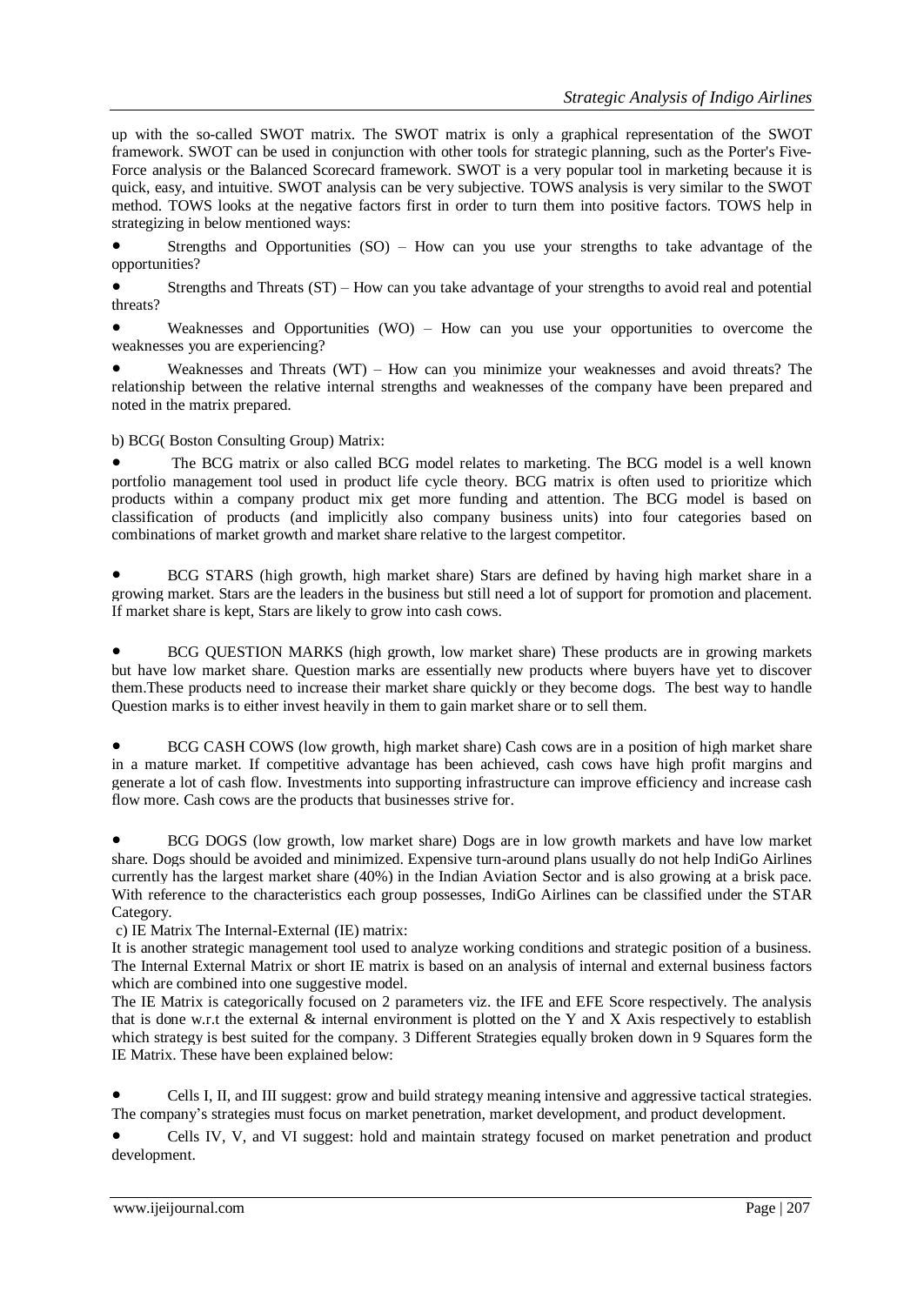up with the so-called SWOT matrix. The SWOT matrix is only a graphical representation of the SWOT framework. SWOT can be used in conjunction with other tools for strategic planning, such as the Porter's Five-Force analysis or the Balanced Scorecard framework. SWOT is a very popular tool in marketing because it is quick, easy, and intuitive. SWOT analysis can be very subjective. TOWS analysis is very similar to the SWOT method. TOWS looks at the negative factors first in order to turn them into positive factors. TOWS help in strategizing in below mentioned ways:

- Strengths and Opportunities (SO) – How can you use your strengths to take advantage of the opportunities?
- Strengths and Threats (ST) – How can you take advantage of your strengths to avoid real and potential threats?
- Weaknesses and Opportunities (WO) – How can you use your opportunities to overcome the weaknesses you are experiencing?
- Weaknesses and Threats (WT) – How can you minimize your weaknesses and avoid threats? The relationship between the relative internal strengths and weaknesses of the company have been prepared and noted in the matrix prepared.

b) BCG( Boston Consulting Group) Matrix:

- The BCG matrix or also called BCG model relates to marketing. The BCG model is a well known portfolio management tool used in product life cycle theory. BCG matrix is often used to prioritize which products within a company product mix get more funding and attention. The BCG model is based on classification of products (and implicitly also company business units) into four categories based on combinations of market growth and market share relative to the largest competitor.

- BCG STARS (high growth, high market share) Stars are defined by having high market share in a growing market. Stars are the leaders in the business but still need a lot of support for promotion and placement. If market share is kept, Stars are likely to grow into cash cows.

- BCG QUESTION MARKS (high growth, low market share) These products are in growing markets but have low market share. Question marks are essentially new products where buyers have yet to discover them.These products need to increase their market share quickly or they become dogs. The best way to handle Question marks is to either invest heavily in them to gain market share or to sell them.

- BCG CASH COWS (low growth, high market share) Cash cows are in a position of high market share in a mature market. If competitive advantage has been achieved, cash cows have high profit margins and generate a lot of cash flow. Investments into supporting infrastructure can improve efficiency and increase cash flow more. Cash cows are the products that businesses strive for.

- BCG DOGS (low growth, low market share) Dogs are in low growth markets and have low market share. Dogs should be avoided and minimized. Expensive turn-around plans usually do not help IndiGo Airlines currently has the largest market share (40%) in the Indian Aviation Sector and is also growing at a brisk pace. With reference to the characteristics each group possesses, IndiGo Airlines can be classified under the STAR Category.

c) IE Matrix The Internal-External (IE) matrix:

It is another strategic management tool used to analyze working conditions and strategic position of a business. The Internal External Matrix or short IE matrix is based on an analysis of internal and external business factors which are combined into one suggestive model.

The IE Matrix is categorically focused on 2 parameters viz. the IFE and EFE Score respectively. The analysis that is done w.r.t the external & internal environment is plotted on the Y and X Axis respectively to establish which strategy is best suited for the company. 3 Different Strategies equally broken down in 9 Squares form the IE Matrix. These have been explained below:

- Cells I, II, and III suggest: grow and build strategy meaning intensive and aggressive tactical strategies. The company's strategies must focus on market penetration, market development, and product development.
- Cells IV, V, and VI suggest: hold and maintain strategy focused on market penetration and product development.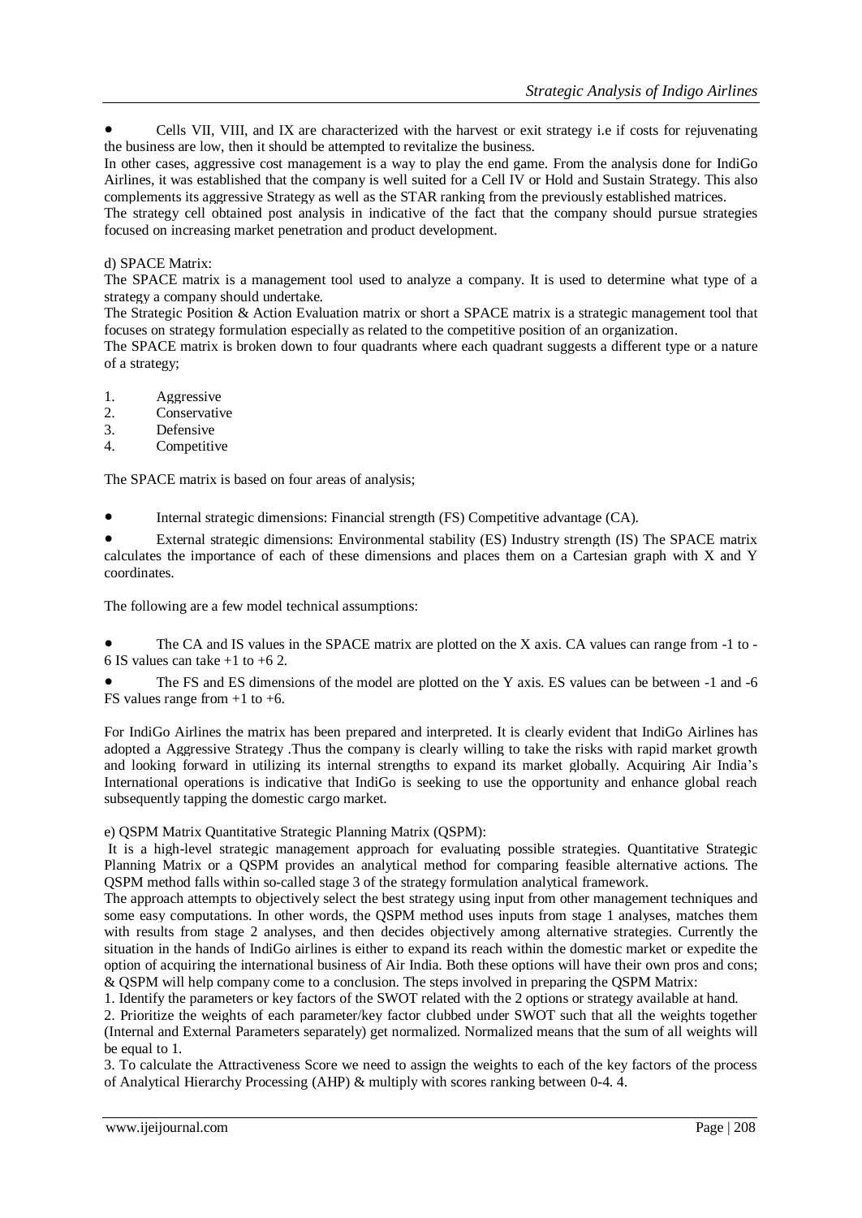- Cells VII, VIII, and IX are characterized with the harvest or exit strategy i.e if costs for rejuvenating the business are low, then it should be attempted to revitalize the business.

In other cases, aggressive cost management is a way to play the end game. From the analysis done for IndiGo Airlines, it was established that the company is well suited for a Cell IV or Hold and Sustain Strategy. This also complements its aggressive Strategy as well as the STAR ranking from the previously established matrices.

The strategy cell obtained post analysis in indicative of the fact that the company should pursue strategies focused on increasing market penetration and product development.

d) SPACE Matrix:

The SPACE matrix is a management tool used to analyze a company. It is used to determine what type of a strategy a company should undertake.

The Strategic Position & Action Evaluation matrix or short a SPACE matrix is a strategic management tool that focuses on strategy formulation especially as related to the competitive position of an organization.

The SPACE matrix is broken down to four quadrants where each quadrant suggests a different type or a nature of a strategy;

1. Aggressive
2. Conservative
3. Defensive
4. Competitive

The SPACE matrix is based on four areas of analysis;

- Internal strategic dimensions: Financial strength (FS) Competitive advantage (CA).
- External strategic dimensions: Environmental stability (ES) Industry strength (IS) The SPACE matrix calculates the importance of each of these dimensions and places them on a Cartesian graph with X and Y coordinates.

The following are a few model technical assumptions:

- The CA and IS values in the SPACE matrix are plotted on the X axis. CA values can range from -1 to -6 IS values can take +1 to +6 2.
- The FS and ES dimensions of the model are plotted on the Y axis. ES values can be between -1 and -6 FS values range from +1 to +6.

For IndiGo Airlines the matrix has been prepared and interpreted. It is clearly evident that IndiGo Airlines has adopted a Aggressive Strategy .Thus the company is clearly willing to take the risks with rapid market growth and looking forward in utilizing its internal strengths to expand its market globally. Acquiring Air India's International operations is indicative that IndiGo is seeking to use the opportunity and enhance global reach subsequently tapping the domestic cargo market.

e) QSPM Matrix Quantitative Strategic Planning Matrix (QSPM):

It is a high-level strategic management approach for evaluating possible strategies. Quantitative Strategic Planning Matrix or a QSPM provides an analytical method for comparing feasible alternative actions. The QSPM method falls within so-called stage 3 of the strategy formulation analytical framework.

The approach attempts to objectively select the best strategy using input from other management techniques and some easy computations. In other words, the QSPM method uses inputs from stage 1 analyses, matches them with results from stage 2 analyses, and then decides objectively among alternative strategies. Currently the situation in the hands of IndiGo airlines is either to expand its reach within the domestic market or expedite the option of acquiring the international business of Air India. Both these options will have their own pros and cons; & QSPM will help company come to a conclusion. The steps involved in preparing the QSPM Matrix:

1. Identify the parameters or key factors of the SWOT related with the 2 options or strategy available at hand.
2. Prioritize the weights of each parameter/key factor clubbed under SWOT such that all the weights together (Internal and External Parameters separately) get normalized. Normalized means that the sum of all weights will be equal to 1.
3. To calculate the Attractiveness Score we need to assign the weights to each of the key factors of the process of Analytical Hierarchy Processing (AHP) & multiply with scores ranking between 0-4. 4.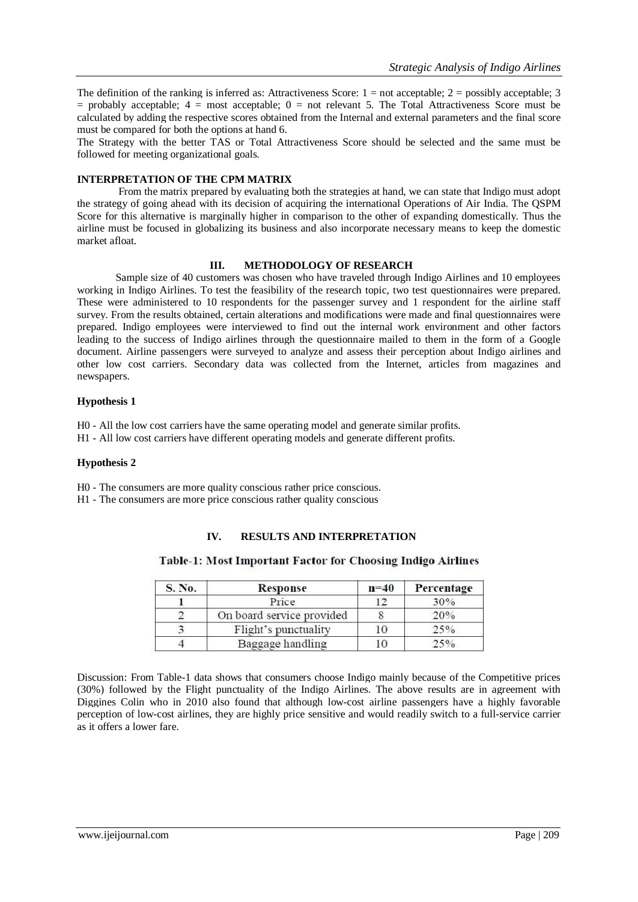The definition of the ranking is inferred as: Attractiveness Score: 1 = not acceptable; 2 = possibly acceptable; 3 = probably acceptable; 4 = most acceptable; 0 = not relevant 5. The Total Attractiveness Score must be calculated by adding the respective scores obtained from the Internal and external parameters and the final score must be compared for both the options at hand 6.

The Strategy with the better TAS or Total Attractiveness Score should be selected and the same must be followed for meeting organizational goals.

**INTERPRETATION OF THE CPM MATRIX**

From the matrix prepared by evaluating both the strategies at hand, we can state that Indigo must adopt the strategy of going ahead with its decision of acquiring the international Operations of Air India. The QSPM Score for this alternative is marginally higher in comparison to the other of expanding domestically. Thus the airline must be focused in globalizing its business and also incorporate necessary means to keep the domestic market afloat.

## III. METHODOLOGY OF RESEARCH

Sample size of 40 customers was chosen who have traveled through Indigo Airlines and 10 employees working in Indigo Airlines. To test the feasibility of the research topic, two test questionnaires were prepared. These were administered to 10 respondents for the passenger survey and 1 respondent for the airline staff survey. From the results obtained, certain alterations and modifications were made and final questionnaires were prepared. Indigo employees were interviewed to find out the internal work environment and other factors leading to the success of Indigo airlines through the questionnaire mailed to them in the form of a Google document. Airline passengers were surveyed to analyze and assess their perception about Indigo airlines and other low cost carriers. Secondary data was collected from the Internet, articles from magazines and newspapers.

**Hypothesis 1**

H0 - All the low cost carriers have the same operating model and generate similar profits.
H1 - All low cost carriers have different operating models and generate different profits.

**Hypothesis 2**

H0 - The consumers are more quality conscious rather price conscious.
H1 - The consumers are more price conscious rather quality conscious

## IV. RESULTS AND INTERPRETATION

**Table-1: Most Important Factor for Choosing Indigo Airlines**

| S. No. | Response | n=40 | Percentage |
|---|---|---|---|
| 1 | Price | 12 | 30% |
| 2 | On board service provided | 8 | 20% |
| 3 | Flight's punctuality | 10 | 25% |
| 4 | Baggage handling | 10 | 25% |

Discussion: From Table-1 data shows that consumers choose Indigo mainly because of the Competitive prices (30%) followed by the Flight punctuality of the Indigo Airlines. The above results are in agreement with Diggines Colin who in 2010 also found that although low-cost airline passengers have a highly favorable perception of low-cost airlines, they are highly price sensitive and would readily switch to a full-service carrier as it offers a lower fare.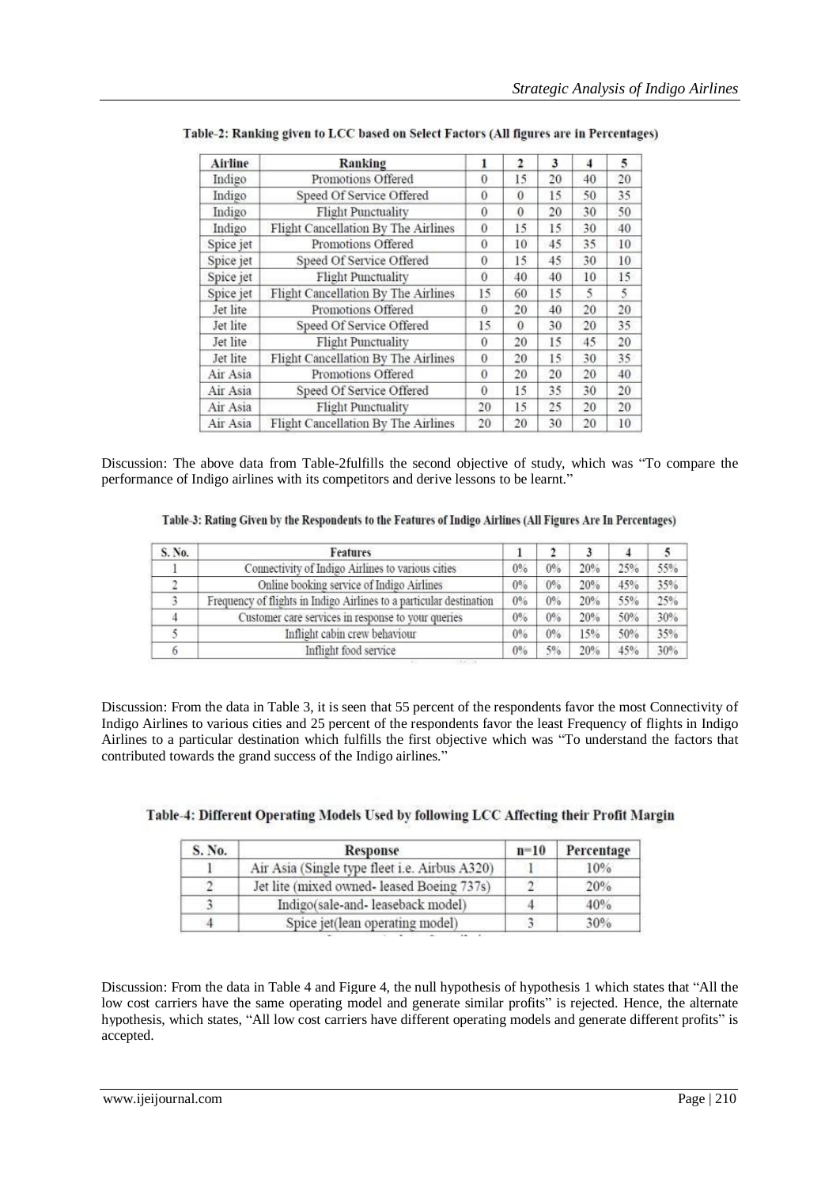**Table-2: Ranking given to LCC based on Select Factors (All figures are in Percentages)**

| Airline | Ranking | 1 | 2 | 3 | 4 | 5 |
|---|---|---|---|---|---|---|
| Indigo | Promotions Offered | 0 | 15 | 20 | 40 | 20 |
| Indigo | Speed Of Service Offered | 0 | 0 | 15 | 50 | 35 |
| Indigo | Flight Punctuality | 0 | 0 | 20 | 30 | 50 |
| Indigo | Flight Cancellation By The Airlines | 0 | 15 | 15 | 30 | 40 |
| Spice jet | Promotions Offered | 0 | 10 | 45 | 35 | 10 |
| Spice jet | Speed Of Service Offered | 0 | 15 | 45 | 30 | 10 |
| Spice jet | Flight Punctuality | 0 | 40 | 40 | 10 | 15 |
| Spice jet | Flight Cancellation By The Airlines | 15 | 60 | 15 | 5 | 5 |
| Jet lite | Promotions Offered | 0 | 20 | 40 | 20 | 20 |
| Jet lite | Speed Of Service Offered | 15 | 0 | 30 | 20 | 35 |
| Jet lite | Flight Punctuality | 0 | 20 | 15 | 45 | 20 |
| Jet lite | Flight Cancellation By The Airlines | 0 | 20 | 15 | 30 | 35 |
| Air Asia | Promotions Offered | 0 | 20 | 20 | 20 | 40 |
| Air Asia | Speed Of Service Offered | 0 | 15 | 35 | 30 | 20 |
| Air Asia | Flight Punctuality | 20 | 15 | 25 | 20 | 20 |
| Air Asia | Flight Cancellation By The Airlines | 20 | 20 | 30 | 20 | 10 |

Discussion: The above data from Table-2fulfills the second objective of study, which was "To compare the performance of Indigo airlines with its competitors and derive lessons to be learnt."

**Table-3: Rating Given by the Respondents to the Features of Indigo Airlines (All Figures Are In Percentages)**

| S. No. | Features | 1 | 2 | 3 | 4 | 5 |
|---|---|---|---|---|---|---|
| 1 | Connectivity of Indigo Airlines to various cities | 0% | 0% | 20% | 25% | 55% |
| 2 | Online booking service of Indigo Airlines | 0% | 0% | 20% | 45% | 35% |
| 3 | Frequency of flights in Indigo Airlines to a particular destination | 0% | 0% | 20% | 55% | 25% |
| 4 | Customer care services in response to your queries | 0% | 0% | 20% | 50% | 30% |
| 5 | Inflight cabin crew behaviour | 0% | 0% | 15% | 50% | 35% |
| 6 | Inflight food service | 0% | 5% | 20% | 45% | 30% |

Discussion: From the data in Table 3, it is seen that 55 percent of the respondents favor the most Connectivity of Indigo Airlines to various cities and 25 percent of the respondents favor the least Frequency of flights in Indigo Airlines to a particular destination which fulfills the first objective which was "To understand the factors that contributed towards the grand success of the Indigo airlines."

**Table-4: Different Operating Models Used by following LCC Affecting their Profit Margin**

| S. No. | Response | n=10 | Percentage |
|---|---|---|---|
| 1 | Air Asia (Single type fleet i.e. Airbus A320) | 1 | 10% |
| 2 | Jet lite (mixed owned- leased Boeing 737s) | 2 | 20% |
| 3 | Indigo(sale-and- leaseback model) | 4 | 40% |
| 4 | Spice jet(lean operating model) | 3 | 30% |

Discussion: From the data in Table 4 and Figure 4, the null hypothesis of hypothesis 1 which states that "All the low cost carriers have the same operating model and generate similar profits" is rejected. Hence, the alternate hypothesis, which states, "All low cost carriers have different operating models and generate different profits" is accepted.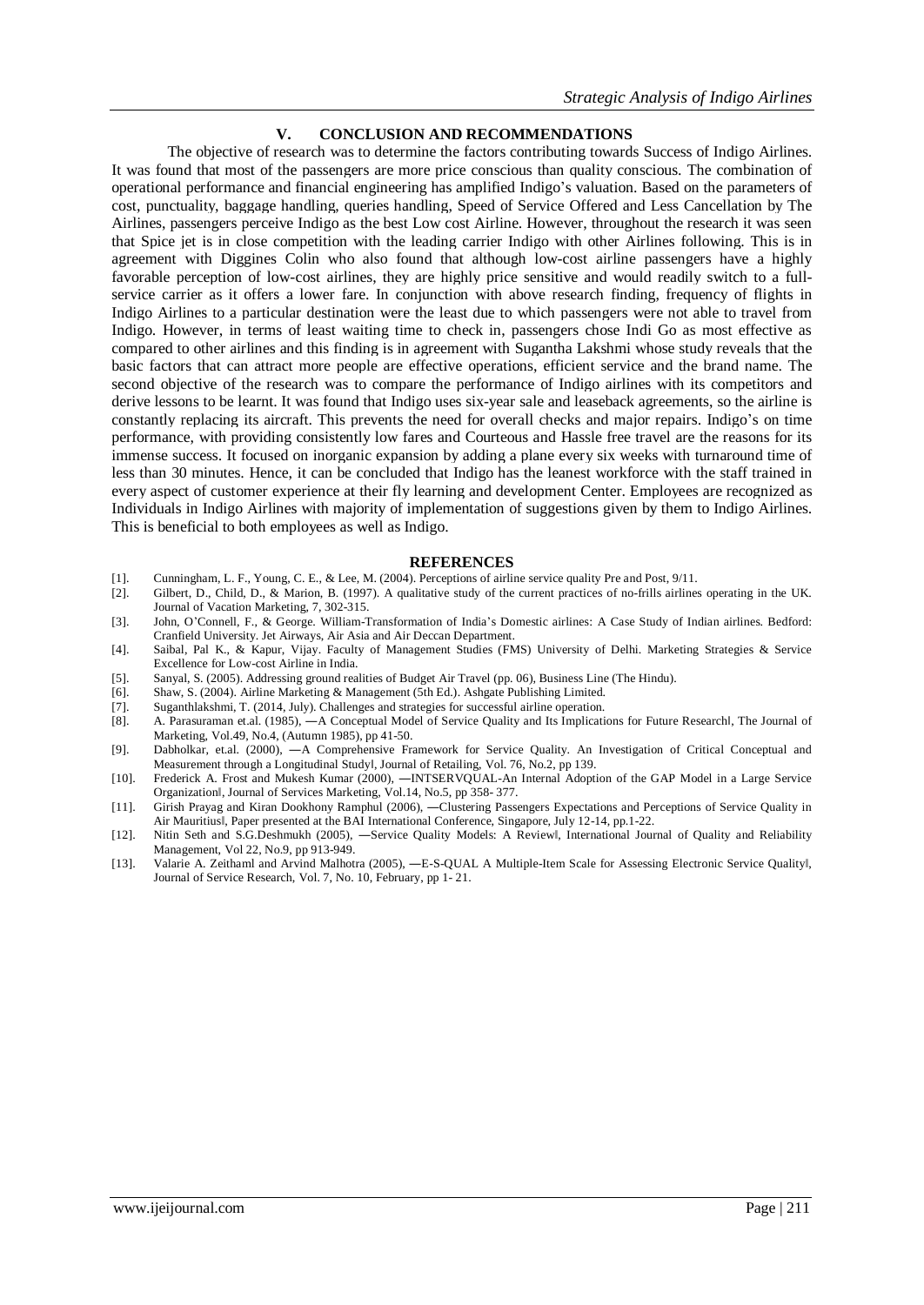## V. CONCLUSION AND RECOMMENDATIONS

The objective of research was to determine the factors contributing towards Success of Indigo Airlines. It was found that most of the passengers are more price conscious than quality conscious. The combination of operational performance and financial engineering has amplified Indigo's valuation. Based on the parameters of cost, punctuality, baggage handling, queries handling, Speed of Service Offered and Less Cancellation by The Airlines, passengers perceive Indigo as the best Low cost Airline. However, throughout the research it was seen that Spice jet is in close competition with the leading carrier Indigo with other Airlines following. This is in agreement with Diggines Colin who also found that although low-cost airline passengers have a highly favorable perception of low-cost airlines, they are highly price sensitive and would readily switch to a full-service carrier as it offers a lower fare. In conjunction with above research finding, frequency of flights in Indigo Airlines to a particular destination were the least due to which passengers were not able to travel from Indigo. However, in terms of least waiting time to check in, passengers chose Indi Go as most effective as compared to other airlines and this finding is in agreement with Sugantha Lakshmi whose study reveals that the basic factors that can attract more people are effective operations, efficient service and the brand name. The second objective of the research was to compare the performance of Indigo airlines with its competitors and derive lessons to be learnt. It was found that Indigo uses six-year sale and leaseback agreements, so the airline is constantly replacing its aircraft. This prevents the need for overall checks and major repairs. Indigo's on time performance, with providing consistently low fares and Courteous and Hassle free travel are the reasons for its immense success. It focused on inorganic expansion by adding a plane every six weeks with turnaround time of less than 30 minutes. Hence, it can be concluded that Indigo has the leanest workforce with the staff trained in every aspect of customer experience at their fly learning and development Center. Employees are recognized as Individuals in Indigo Airlines with majority of implementation of suggestions given by them to Indigo Airlines. This is beneficial to both employees as well as Indigo.

## REFERENCES

[1]. Cunningham, L. F., Young, C. E., & Lee, M. (2004). Perceptions of airline service quality Pre and Post, 9/11.

[2]. Gilbert, D., Child, D., & Marion, B. (1997). A qualitative study of the current practices of no-frills airlines operating in the UK. Journal of Vacation Marketing, 7, 302-315.

[3]. John, O'Connell, F., & George. William-Transformation of India's Domestic airlines: A Case Study of Indian airlines. Bedford: Cranfield University. Jet Airways, Air Asia and Air Deccan Department.

[4]. Saibal, Pal K., & Kapur, Vijay. Faculty of Management Studies (FMS) University of Delhi. Marketing Strategies & Service Excellence for Low-cost Airline in India.

[5]. Sanyal, S. (2005). Addressing ground realities of Budget Air Travel (pp. 06), Business Line (The Hindu).

[6]. Shaw, S. (2004). Airline Marketing & Management (5th Ed.). Ashgate Publishing Limited.

[7]. Suganthlakshmi, T. (2014, July). Challenges and strategies for successful airline operation.

[8]. A. Parasuraman et.al. (1985), ―A Conceptual Model of Service Quality and Its Implications for Future Research‖, The Journal of Marketing, Vol.49, No.4, (Autumn 1985), pp 41-50.

[9]. Dabholkar, et.al. (2000), ―A Comprehensive Framework for Service Quality. An Investigation of Critical Conceptual and Measurement through a Longitudinal Study‖, Journal of Retailing, Vol. 76, No.2, pp 139.

[10]. Frederick A. Frost and Mukesh Kumar (2000), ―INTSERVQUAL-An Internal Adoption of the GAP Model in a Large Service Organization‖, Journal of Services Marketing, Vol.14, No.5, pp 358- 377.

[11]. Girish Prayag and Kiran Dookhony Ramphul (2006), ―Clustering Passengers Expectations and Perceptions of Service Quality in Air Mauritius‖, Paper presented at the BAI International Conference, Singapore, July 12-14, pp.1-22.

[12]. Nitin Seth and S.G.Deshmukh (2005), ―Service Quality Models: A Review‖, International Journal of Quality and Reliability Management, Vol 22, No.9, pp 913-949.

[13]. Valarie A. Zeithaml and Arvind Malhotra (2005), ―E-S-QUAL A Multiple-Item Scale for Assessing Electronic Service Quality‖, Journal of Service Research, Vol. 7, No. 10, February, pp 1- 21.